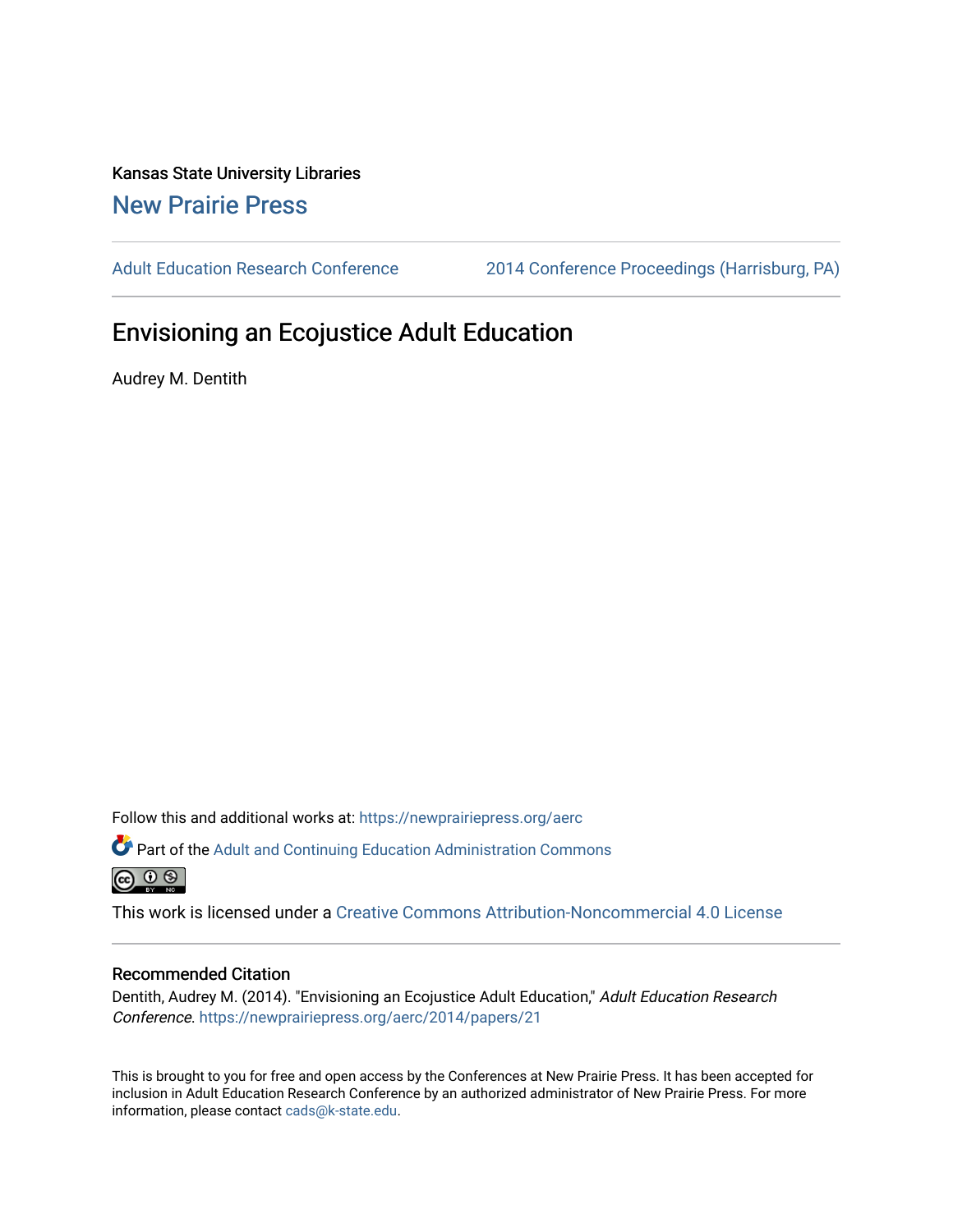Kansas State University Libraries

## New Prairie Press

Adult Education Research Conference | 2014 Conference Proceedings (Harrisburg, PA)

# Envisioning an Ecojustice Adult Education

Audrey M. Dentith

Follow this and additional works at: https://newprairiepress.org/aerc

Part of the Adult and Continuing Education Administration Commons

This work is licensed under a Creative Commons Attribution-Noncommercial 4.0 License

### Recommended Citation

Dentith, Audrey M. (2014). "Envisioning an Ecojustice Adult Education," *Adult Education Research Conference*. https://newprairiepress.org/aerc/2014/papers/21

This is brought to you for free and open access by the Conferences at New Prairie Press. It has been accepted for inclusion in Adult Education Research Conference by an authorized administrator of New Prairie Press. For more information, please contact cads@k-state.edu.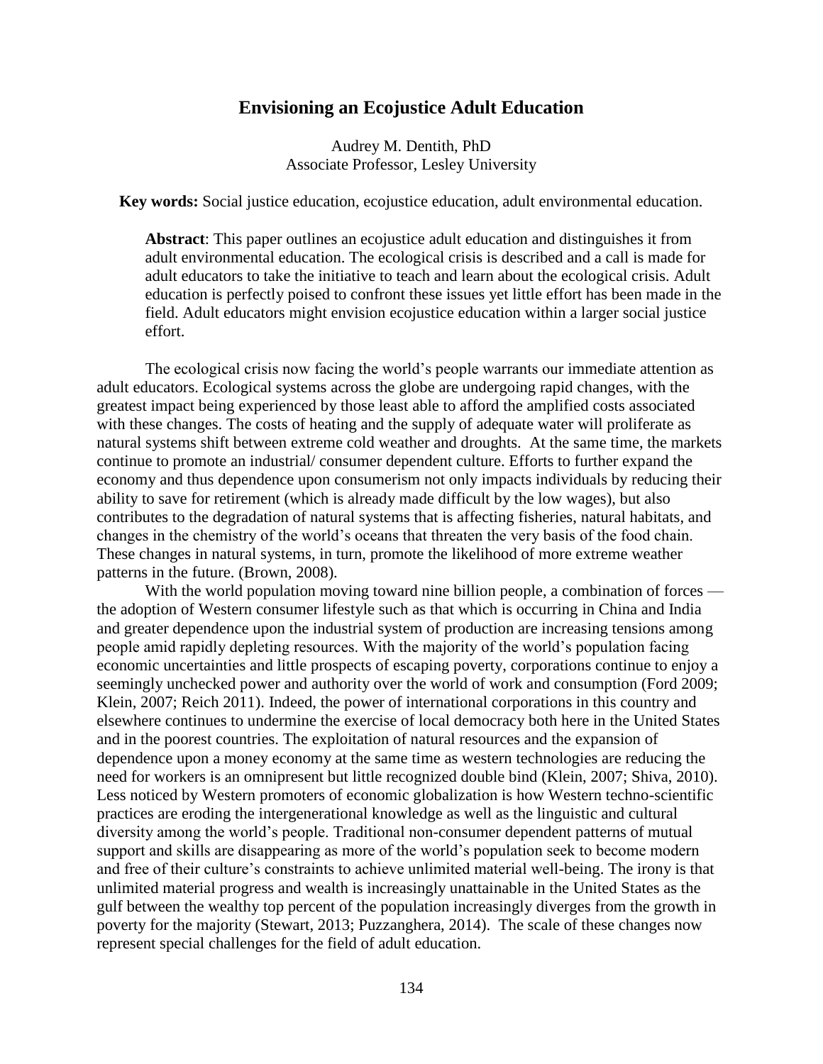# Envisioning an Ecojustice Adult Education

Audrey M. Dentith, PhD
Associate Professor, Lesley University

**Key words:** Social justice education, ecojustice education, adult environmental education.

> **Abstract**: This paper outlines an ecojustice adult education and distinguishes it from adult environmental education. The ecological crisis is described and a call is made for adult educators to take the initiative to teach and learn about the ecological crisis. Adult education is perfectly poised to confront these issues yet little effort has been made in the field. Adult educators might envision ecojustice education within a larger social justice effort.

The ecological crisis now facing the world's people warrants our immediate attention as adult educators. Ecological systems across the globe are undergoing rapid changes, with the greatest impact being experienced by those least able to afford the amplified costs associated with these changes. The costs of heating and the supply of adequate water will proliferate as natural systems shift between extreme cold weather and droughts. At the same time, the markets continue to promote an industrial/ consumer dependent culture. Efforts to further expand the economy and thus dependence upon consumerism not only impacts individuals by reducing their ability to save for retirement (which is already made difficult by the low wages), but also contributes to the degradation of natural systems that is affecting fisheries, natural habitats, and changes in the chemistry of the world's oceans that threaten the very basis of the food chain. These changes in natural systems, in turn, promote the likelihood of more extreme weather patterns in the future. (Brown, 2008).

With the world population moving toward nine billion people, a combination of forces — the adoption of Western consumer lifestyle such as that which is occurring in China and India and greater dependence upon the industrial system of production are increasing tensions among people amid rapidly depleting resources. With the majority of the world's population facing economic uncertainties and little prospects of escaping poverty, corporations continue to enjoy a seemingly unchecked power and authority over the world of work and consumption (Ford 2009; Klein, 2007; Reich 2011). Indeed, the power of international corporations in this country and elsewhere continues to undermine the exercise of local democracy both here in the United States and in the poorest countries. The exploitation of natural resources and the expansion of dependence upon a money economy at the same time as western technologies are reducing the need for workers is an omnipresent but little recognized double bind (Klein, 2007; Shiva, 2010). Less noticed by Western promoters of economic globalization is how Western techno-scientific practices are eroding the intergenerational knowledge as well as the linguistic and cultural diversity among the world's people. Traditional non-consumer dependent patterns of mutual support and skills are disappearing as more of the world's population seek to become modern and free of their culture's constraints to achieve unlimited material well-being. The irony is that unlimited material progress and wealth is increasingly unattainable in the United States as the gulf between the wealthy top percent of the population increasingly diverges from the growth in poverty for the majority (Stewart, 2013; Puzzanghera, 2014). The scale of these changes now represent special challenges for the field of adult education.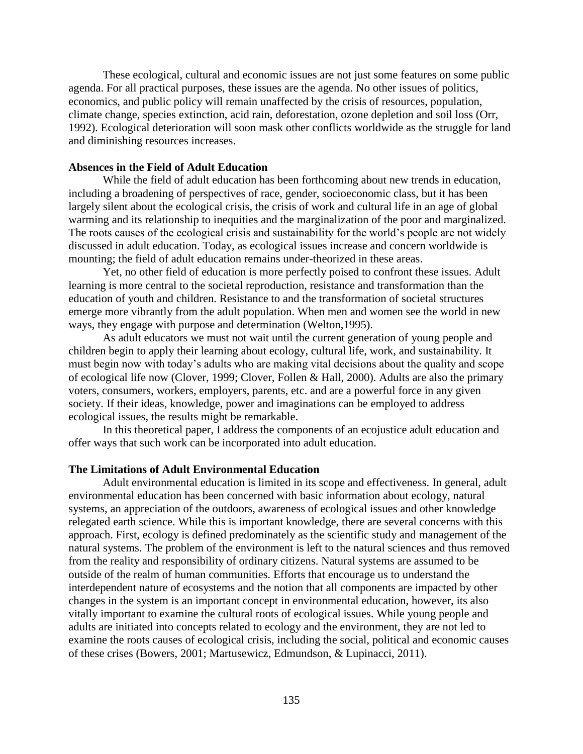These ecological, cultural and economic issues are not just some features on some public agenda. For all practical purposes, these issues are the agenda. No other issues of politics, economics, and public policy will remain unaffected by the crisis of resources, population, climate change, species extinction, acid rain, deforestation, ozone depletion and soil loss (Orr, 1992). Ecological deterioration will soon mask other conflicts worldwide as the struggle for land and diminishing resources increases.

**Absences in the Field of Adult Education**

While the field of adult education has been forthcoming about new trends in education, including a broadening of perspectives of race, gender, socioeconomic class, but it has been largely silent about the ecological crisis, the crisis of work and cultural life in an age of global warming and its relationship to inequities and the marginalization of the poor and marginalized. The roots causes of the ecological crisis and sustainability for the world's people are not widely discussed in adult education. Today, as ecological issues increase and concern worldwide is mounting; the field of adult education remains under-theorized in these areas.

Yet, no other field of education is more perfectly poised to confront these issues. Adult learning is more central to the societal reproduction, resistance and transformation than the education of youth and children. Resistance to and the transformation of societal structures emerge more vibrantly from the adult population. When men and women see the world in new ways, they engage with purpose and determination (Welton,1995).

As adult educators we must not wait until the current generation of young people and children begin to apply their learning about ecology, cultural life, work, and sustainability. It must begin now with today's adults who are making vital decisions about the quality and scope of ecological life now (Clover, 1999; Clover, Follen & Hall, 2000). Adults are also the primary voters, consumers, workers, employers, parents, etc. and are a powerful force in any given society. If their ideas, knowledge, power and imaginations can be employed to address ecological issues, the results might be remarkable.

In this theoretical paper, I address the components of an ecojustice adult education and offer ways that such work can be incorporated into adult education.

**The Limitations of Adult Environmental Education**

Adult environmental education is limited in its scope and effectiveness. In general, adult environmental education has been concerned with basic information about ecology, natural systems, an appreciation of the outdoors, awareness of ecological issues and other knowledge relegated earth science. While this is important knowledge, there are several concerns with this approach. First, ecology is defined predominately as the scientific study and management of the natural systems. The problem of the environment is left to the natural sciences and thus removed from the reality and responsibility of ordinary citizens. Natural systems are assumed to be outside of the realm of human communities. Efforts that encourage us to understand the interdependent nature of ecosystems and the notion that all components are impacted by other changes in the system is an important concept in environmental education, however, its also vitally important to examine the cultural roots of ecological issues. While young people and adults are initiated into concepts related to ecology and the environment, they are not led to examine the roots causes of ecological crisis, including the social, political and economic causes of these crises (Bowers, 2001; Martusewicz, Edmundson, & Lupinacci, 2011).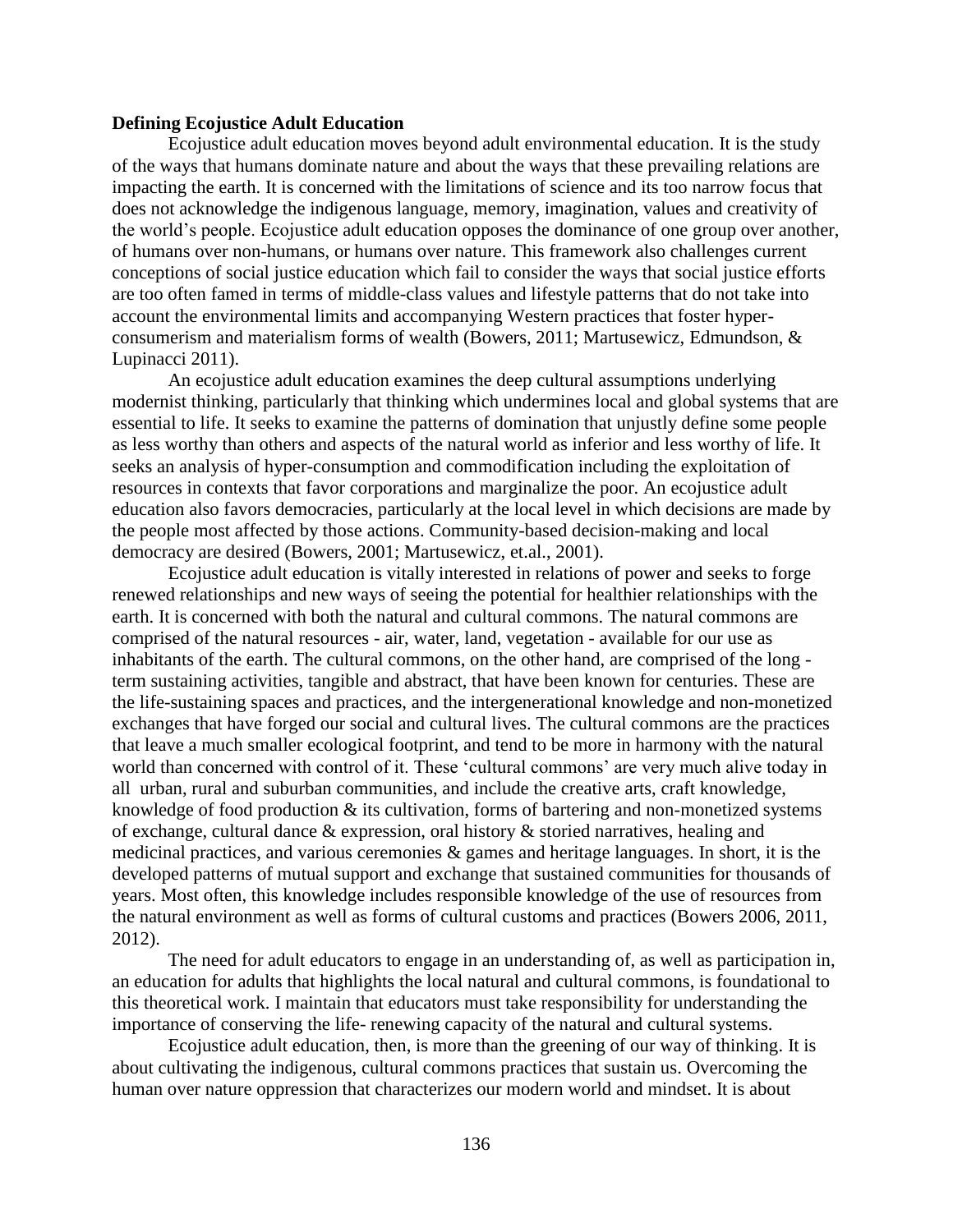**Defining Ecojustice Adult Education**

Ecojustice adult education moves beyond adult environmental education. It is the study of the ways that humans dominate nature and about the ways that these prevailing relations are impacting the earth. It is concerned with the limitations of science and its too narrow focus that does not acknowledge the indigenous language, memory, imagination, values and creativity of the world's people. Ecojustice adult education opposes the dominance of one group over another, of humans over non-humans, or humans over nature. This framework also challenges current conceptions of social justice education which fail to consider the ways that social justice efforts are too often famed in terms of middle-class values and lifestyle patterns that do not take into account the environmental limits and accompanying Western practices that foster hyper-consumerism and materialism forms of wealth (Bowers, 2011; Martusewicz, Edmundson, & Lupinacci 2011).

An ecojustice adult education examines the deep cultural assumptions underlying modernist thinking, particularly that thinking which undermines local and global systems that are essential to life. It seeks to examine the patterns of domination that unjustly define some people as less worthy than others and aspects of the natural world as inferior and less worthy of life. It seeks an analysis of hyper-consumption and commodification including the exploitation of resources in contexts that favor corporations and marginalize the poor. An ecojustice adult education also favors democracies, particularly at the local level in which decisions are made by the people most affected by those actions. Community-based decision-making and local democracy are desired (Bowers, 2001; Martusewicz, et.al., 2001).

Ecojustice adult education is vitally interested in relations of power and seeks to forge renewed relationships and new ways of seeing the potential for healthier relationships with the earth. It is concerned with both the natural and cultural commons. The natural commons are comprised of the natural resources - air, water, land, vegetation - available for our use as inhabitants of the earth. The cultural commons, on the other hand, are comprised of the long - term sustaining activities, tangible and abstract, that have been known for centuries. These are the life-sustaining spaces and practices, and the intergenerational knowledge and non-monetized exchanges that have forged our social and cultural lives. The cultural commons are the practices that leave a much smaller ecological footprint, and tend to be more in harmony with the natural world than concerned with control of it. These 'cultural commons' are very much alive today in all urban, rural and suburban communities, and include the creative arts, craft knowledge, knowledge of food production & its cultivation, forms of bartering and non-monetized systems of exchange, cultural dance & expression, oral history & storied narratives, healing and medicinal practices, and various ceremonies & games and heritage languages. In short, it is the developed patterns of mutual support and exchange that sustained communities for thousands of years. Most often, this knowledge includes responsible knowledge of the use of resources from the natural environment as well as forms of cultural customs and practices (Bowers 2006, 2011, 2012).

The need for adult educators to engage in an understanding of, as well as participation in, an education for adults that highlights the local natural and cultural commons, is foundational to this theoretical work. I maintain that educators must take responsibility for understanding the importance of conserving the life- renewing capacity of the natural and cultural systems.

Ecojustice adult education, then, is more than the greening of our way of thinking. It is about cultivating the indigenous, cultural commons practices that sustain us. Overcoming the human over nature oppression that characterizes our modern world and mindset. It is about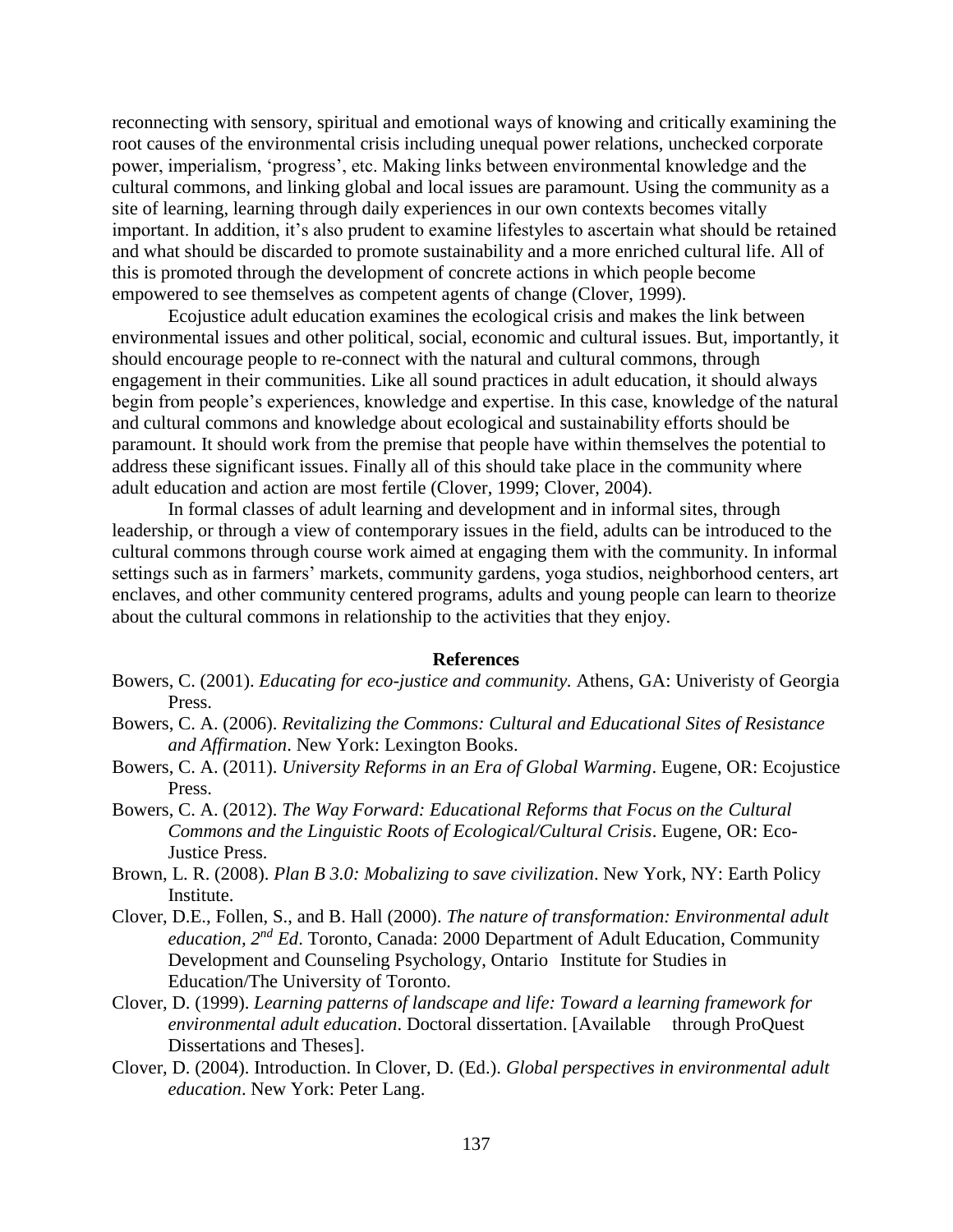reconnecting with sensory, spiritual and emotional ways of knowing and critically examining the root causes of the environmental crisis including unequal power relations, unchecked corporate power, imperialism, 'progress', etc. Making links between environmental knowledge and the cultural commons, and linking global and local issues are paramount. Using the community as a site of learning, learning through daily experiences in our own contexts becomes vitally important. In addition, it's also prudent to examine lifestyles to ascertain what should be retained and what should be discarded to promote sustainability and a more enriched cultural life. All of this is promoted through the development of concrete actions in which people become empowered to see themselves as competent agents of change (Clover, 1999).

Ecojustice adult education examines the ecological crisis and makes the link between environmental issues and other political, social, economic and cultural issues. But, importantly, it should encourage people to re-connect with the natural and cultural commons, through engagement in their communities. Like all sound practices in adult education, it should always begin from people's experiences, knowledge and expertise. In this case, knowledge of the natural and cultural commons and knowledge about ecological and sustainability efforts should be paramount. It should work from the premise that people have within themselves the potential to address these significant issues. Finally all of this should take place in the community where adult education and action are most fertile (Clover, 1999; Clover, 2004).

In formal classes of adult learning and development and in informal sites, through leadership, or through a view of contemporary issues in the field, adults can be introduced to the cultural commons through course work aimed at engaging them with the community. In informal settings such as in farmers' markets, community gardens, yoga studios, neighborhood centers, art enclaves, and other community centered programs, adults and young people can learn to theorize about the cultural commons in relationship to the activities that they enjoy.

## References

Bowers, C. (2001). *Educating for eco-justice and community.* Athens, GA: Univeristy of Georgia Press.

Bowers, C. A. (2006). *Revitalizing the Commons: Cultural and Educational Sites of Resistance and Affirmation*. New York: Lexington Books.

Bowers, C. A. (2011). *University Reforms in an Era of Global Warming*. Eugene, OR: Ecojustice Press.

Bowers, C. A. (2012). *The Way Forward: Educational Reforms that Focus on the Cultural Commons and the Linguistic Roots of Ecological/Cultural Crisis*. Eugene, OR: Eco-Justice Press.

Brown, L. R. (2008). *Plan B 3.0: Mobalizing to save civilization*. New York, NY: Earth Policy Institute.

Clover, D.E., Follen, S., and B. Hall (2000). *The nature of transformation: Environmental adult education, 2nd Ed*. Toronto, Canada: 2000 Department of Adult Education, Community Development and Counseling Psychology, Ontario Institute for Studies in Education/The University of Toronto.

Clover, D. (1999). *Learning patterns of landscape and life: Toward a learning framework for environmental adult education*. Doctoral dissertation. [Available through ProQuest Dissertations and Theses].

Clover, D. (2004). Introduction. In Clover, D. (Ed.). *Global perspectives in environmental adult education*. New York: Peter Lang.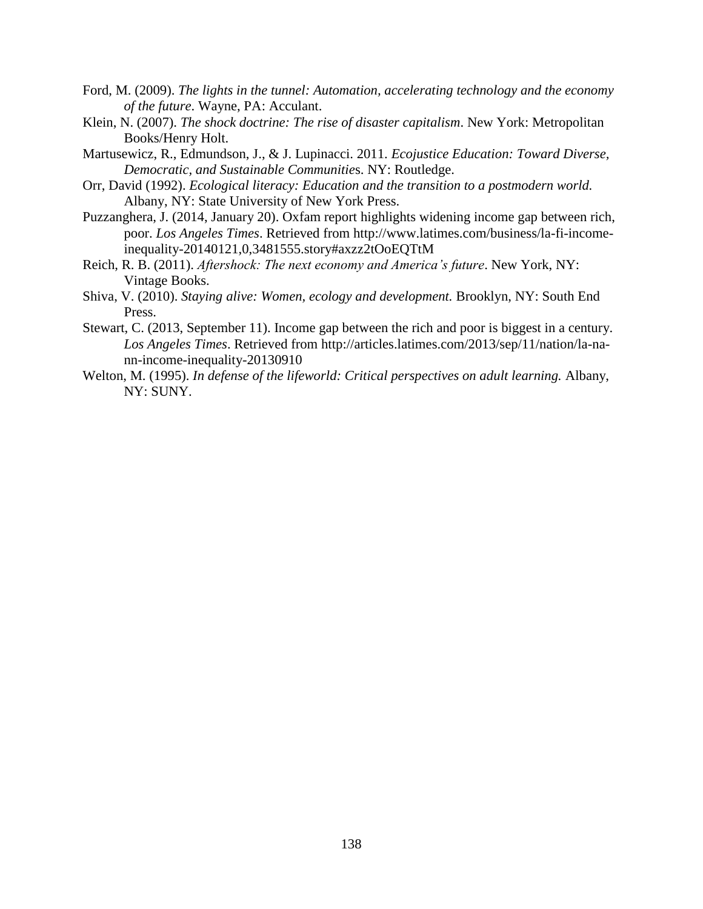Ford, M. (2009). *The lights in the tunnel: Automation, accelerating technology and the economy of the future*. Wayne, PA: Acculant.

Klein, N. (2007). *The shock doctrine: The rise of disaster capitalism*. New York: Metropolitan Books/Henry Holt.

Martusewicz, R., Edmundson, J., & J. Lupinacci. 2011. *Ecojustice Education: Toward Diverse, Democratic, and Sustainable Communities*. NY: Routledge.

Orr, David (1992). *Ecological literacy: Education and the transition to a postmodern world.* Albany, NY: State University of New York Press.

Puzzanghera, J. (2014, January 20). Oxfam report highlights widening income gap between rich, poor. *Los Angeles Times*. Retrieved from http://www.latimes.com/business/la-fi-income-inequality-20140121,0,3481555.story#axzz2tOoEQTtM

Reich, R. B. (2011). *Aftershock: The next economy and America's future*. New York, NY: Vintage Books.

Shiva, V. (2010). *Staying alive: Women, ecology and development.* Brooklyn, NY: South End Press.

Stewart, C. (2013, September 11). Income gap between the rich and poor is biggest in a century. *Los Angeles Times*. Retrieved from http://articles.latimes.com/2013/sep/11/nation/la-na-nn-income-inequality-20130910

Welton, M. (1995). *In defense of the lifeworld: Critical perspectives on adult learning.* Albany, NY: SUNY.